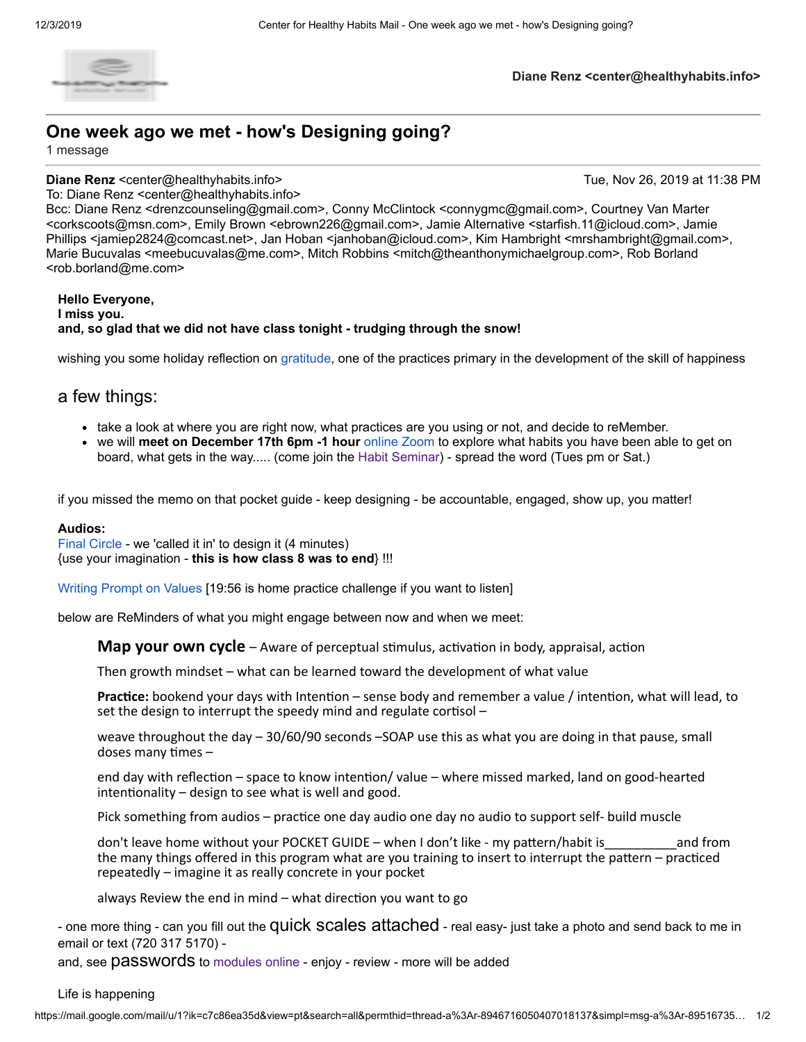Diane Renz <center@healthyhabits.info>

# One week ago we met - how's Designing going?

1 message

**Diane Renz** <center@healthyhabits.info> Tue, Nov 26, 2019 at 11:38 PM
To: Diane Renz <center@healthyhabits.info>
Bcc: Diane Renz <drenzcounseling@gmail.com>, Conny McClintock <connygmc@gmail.com>, Courtney Van Marter <corkscoots@msn.com>, Emily Brown <ebrown226@gmail.com>, Jamie Alternative <starfish.11@icloud.com>, Jamie Phillips <jamiep2824@comcast.net>, Jan Hoban <janhoban@icloud.com>, Kim Hambright <mrshambright@gmail.com>, Marie Bucuvalas <meebucuvalas@me.com>, Mitch Robbins <mitch@theanthonymichaelgroup.com>, Rob Borland <rob.borland@me.com>

**Hello Everyone,**
**I miss you.**
**and, so glad that we did not have class tonight - trudging through the snow!**

wishing you some holiday reflection on gratitude, one of the practices primary in the development of the skill of happiness

## a few things:

- take a look at where you are right now, what practices are you using or not, and decide to reMember.
- we will **meet on December 17th 6pm -1 hour** online Zoom to explore what habits you have been able to get on board, what gets in the way..... (come join the Habit Seminar) - spread the word (Tues pm or Sat.)

if you missed the memo on that pocket guide - keep designing - be accountable, engaged, show up, you matter!

**Audios:**
Final Circle - we 'called it in' to design it (4 minutes)
{use your imagination - **this is how class 8 was to end**} !!!

Writing Prompt on Values [19:56 is home practice challenge if you want to listen]

below are ReMinders of what you might engage between now and when we meet:

> **Map your own cycle** – Aware of perceptual stimulus, activation in body, appraisal, action
>
> Then growth mindset – what can be learned toward the development of what value
>
> **Practice:** bookend your days with Intention – sense body and remember a value / intention, what will lead, to set the design to interrupt the speedy mind and regulate cortisol –
>
> weave throughout the day – 30/60/90 seconds –SOAP use this as what you are doing in that pause, small doses many times –
>
> end day with reflection – space to know intention/ value – where missed marked, land on good-hearted intentionality – design to see what is well and good.
>
> Pick something from audios – practice one day audio one day no audio to support self- build muscle
>
> don't leave home without your POCKET GUIDE – when I don't like - my pattern/habit is__________and from the many things offered in this program what are you training to insert to interrupt the pattern – practiced repeatedly – imagine it as really concrete in your pocket
>
> always Review the end in mind – what direction you want to go

- one more thing - can you fill out the quick scales attached - real easy- just take a photo and send back to me in email or text (720 317 5170) -
and, see passwords to modules online - enjoy - review - more will be added

Life is happening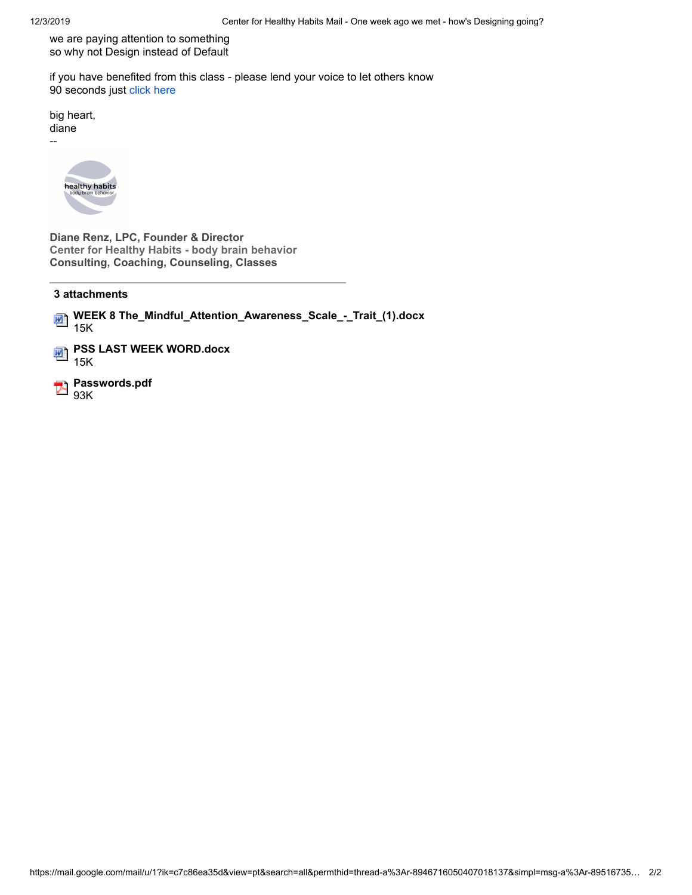we are paying attention to something
so why not Design instead of Default

if you have benefited from this class - please lend your voice to let others know
90 seconds just click here

big heart,
diane
--

**Diane Renz, LPC, Founder & Director**
**Center for Healthy Habits - body brain behavior**
**Consulting, Coaching, Counseling, Classes**

---

**3 attachments**

**WEEK 8 The_Mindful_Attention_Awareness_Scale_-_Trait_(1).docx**
15K

**PSS LAST WEEK WORD.docx**
15K

**Passwords.pdf**
93K